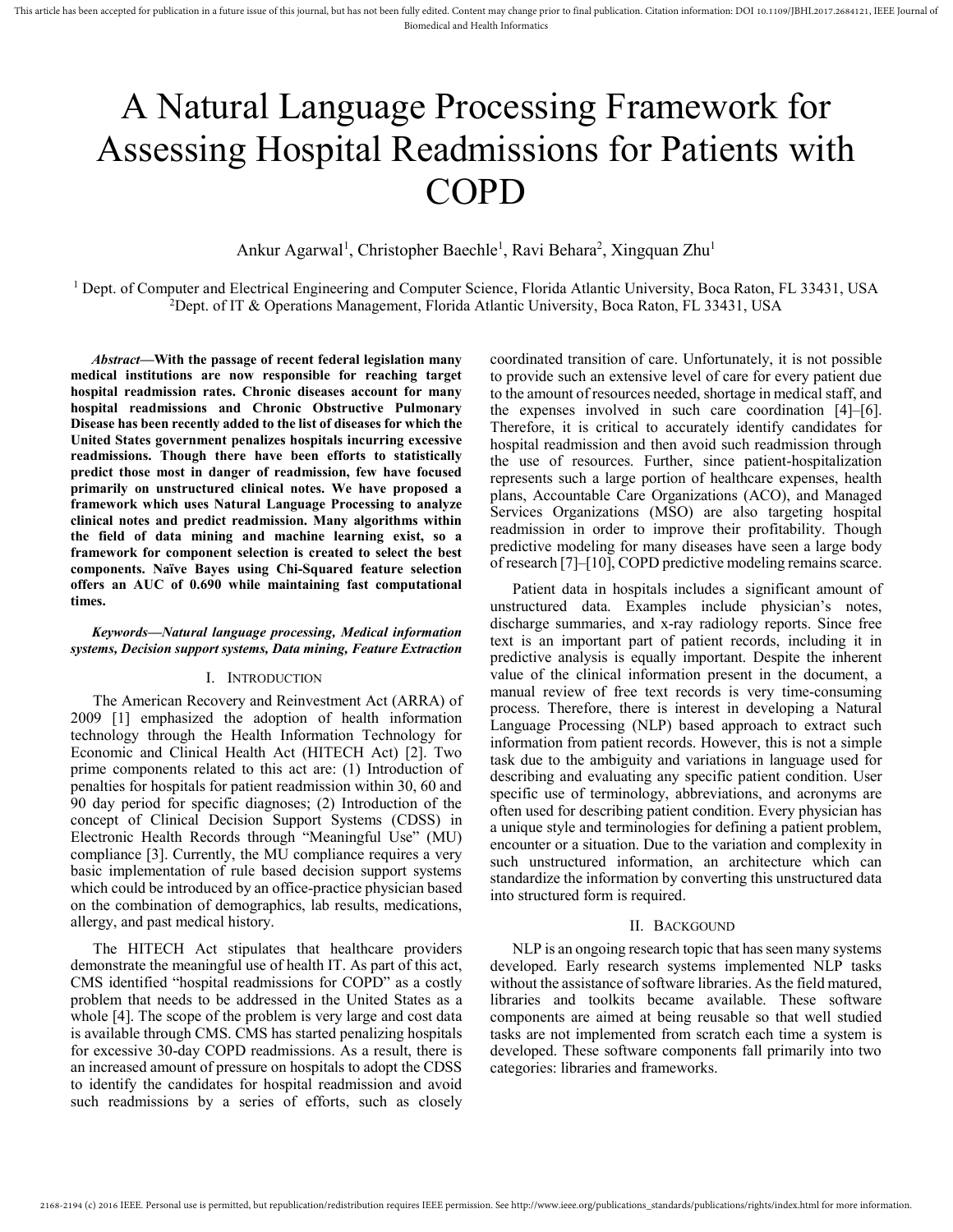# A Natural Language Processing Framework for Assessing Hospital Readmissions for Patients with COPD

Ankur Agarwal[1], Christopher Baechle[1], Ravi Behara[2], Xingquan Zhu[1]

[1] Dept. of Computer and Electrical Engineering and Computer Science, Florida Atlantic University, Boca Raton, FL 33431, USA
[2]Dept. of IT & Operations Management, Florida Atlantic University, Boca Raton, FL 33431, USA

***Abstract*—With the passage of recent federal legislation many medical institutions are now responsible for reaching target hospital readmission rates. Chronic diseases account for many hospital readmissions and Chronic Obstructive Pulmonary Disease has been recently added to the list of diseases for which the United States government penalizes hospitals incurring excessive readmissions. Though there have been efforts to statistically predict those most in danger of readmission, few have focused primarily on unstructured clinical notes. We have proposed a framework which uses Natural Language Processing to analyze clinical notes and predict readmission. Many algorithms within the field of data mining and machine learning exist, so a framework for component selection is created to select the best components. Naïve Bayes using Chi-Squared feature selection offers an AUC of 0.690 while maintaining fast computational times.**

***Keywords—Natural language processing, Medical information systems, Decision support systems, Data mining, Feature Extraction***

## I. Introduction

The American Recovery and Reinvestment Act (ARRA) of 2009 [1] emphasized the adoption of health information technology through the Health Information Technology for Economic and Clinical Health Act (HITECH Act) [2]. Two prime components related to this act are: (1) Introduction of penalties for hospitals for patient readmission within 30, 60 and 90 day period for specific diagnoses; (2) Introduction of the concept of Clinical Decision Support Systems (CDSS) in Electronic Health Records through "Meaningful Use" (MU) compliance [3]. Currently, the MU compliance requires a very basic implementation of rule based decision support systems which could be introduced by an office-practice physician based on the combination of demographics, lab results, medications, allergy, and past medical history.

The HITECH Act stipulates that healthcare providers demonstrate the meaningful use of health IT. As part of this act, CMS identified "hospital readmissions for COPD" as a costly problem that needs to be addressed in the United States as a whole [4]. The scope of the problem is very large and cost data is available through CMS. CMS has started penalizing hospitals for excessive 30-day COPD readmissions. As a result, there is an increased amount of pressure on hospitals to adopt the CDSS to identify the candidates for hospital readmission and avoid such readmissions by a series of efforts, such as closely coordinated transition of care. Unfortunately, it is not possible to provide such an extensive level of care for every patient due to the amount of resources needed, shortage in medical staff, and the expenses involved in such care coordination [4]–[6]. Therefore, it is critical to accurately identify candidates for hospital readmission and then avoid such readmission through the use of resources. Further, since patient-hospitalization represents such a large portion of healthcare expenses, health plans, Accountable Care Organizations (ACO), and Managed Services Organizations (MSO) are also targeting hospital readmission in order to improve their profitability. Though predictive modeling for many diseases have seen a large body of research [7]–[10], COPD predictive modeling remains scarce.

Patient data in hospitals includes a significant amount of unstructured data. Examples include physician's notes, discharge summaries, and x-ray radiology reports. Since free text is an important part of patient records, including it in predictive analysis is equally important. Despite the inherent value of the clinical information present in the document, a manual review of free text records is very time-consuming process. Therefore, there is interest in developing a Natural Language Processing (NLP) based approach to extract such information from patient records. However, this is not a simple task due to the ambiguity and variations in language used for describing and evaluating any specific patient condition. User specific use of terminology, abbreviations, and acronyms are often used for describing patient condition. Every physician has a unique style and terminologies for defining a patient problem, encounter or a situation. Due to the variation and complexity in such unstructured information, an architecture which can standardize the information by converting this unstructured data into structured form is required.

## II. Backgound

NLP is an ongoing research topic that has seen many systems developed. Early research systems implemented NLP tasks without the assistance of software libraries. As the field matured, libraries and toolkits became available. These software components are aimed at being reusable so that well studied tasks are not implemented from scratch each time a system is developed. These software components fall primarily into two categories: libraries and frameworks.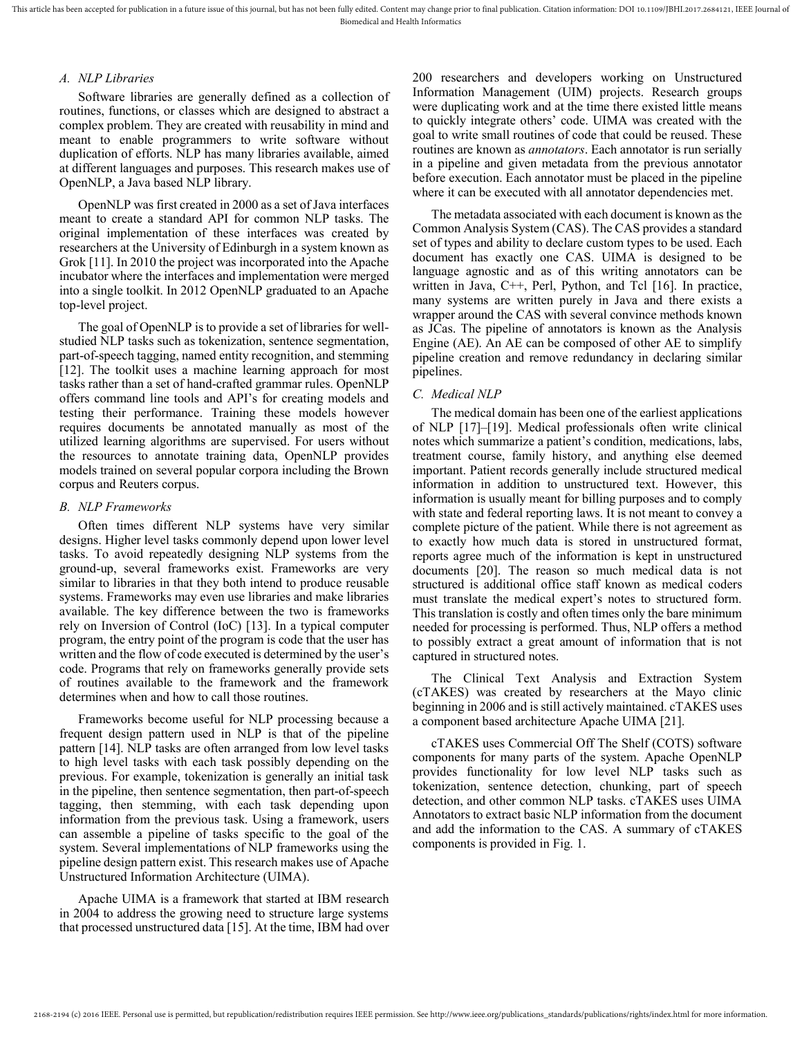### A. NLP Libraries

Software libraries are generally defined as a collection of routines, functions, or classes which are designed to abstract a complex problem. They are created with reusability in mind and meant to enable programmers to write software without duplication of efforts. NLP has many libraries available, aimed at different languages and purposes. This research makes use of OpenNLP, a Java based NLP library.

OpenNLP was first created in 2000 as a set of Java interfaces meant to create a standard API for common NLP tasks. The original implementation of these interfaces was created by researchers at the University of Edinburgh in a system known as Grok [11]. In 2010 the project was incorporated into the Apache incubator where the interfaces and implementation were merged into a single toolkit. In 2012 OpenNLP graduated to an Apache top-level project.

The goal of OpenNLP is to provide a set of libraries for well-studied NLP tasks such as tokenization, sentence segmentation, part-of-speech tagging, named entity recognition, and stemming [12]. The toolkit uses a machine learning approach for most tasks rather than a set of hand-crafted grammar rules. OpenNLP offers command line tools and API's for creating models and testing their performance. Training these models however requires documents be annotated manually as most of the utilized learning algorithms are supervised. For users without the resources to annotate training data, OpenNLP provides models trained on several popular corpora including the Brown corpus and Reuters corpus.

### B. NLP Frameworks

Often times different NLP systems have very similar designs. Higher level tasks commonly depend upon lower level tasks. To avoid repeatedly designing NLP systems from the ground-up, several frameworks exist. Frameworks are very similar to libraries in that they both intend to produce reusable systems. Frameworks may even use libraries and make libraries available. The key difference between the two is frameworks rely on Inversion of Control (IoC) [13]. In a typical computer program, the entry point of the program is code that the user has written and the flow of code executed is determined by the user's code. Programs that rely on frameworks generally provide sets of routines available to the framework and the framework determines when and how to call those routines.

Frameworks become useful for NLP processing because a frequent design pattern used in NLP is that of the pipeline pattern [14]. NLP tasks are often arranged from low level tasks to high level tasks with each task possibly depending on the previous. For example, tokenization is generally an initial task in the pipeline, then sentence segmentation, then part-of-speech tagging, then stemming, with each task depending upon information from the previous task. Using a framework, users can assemble a pipeline of tasks specific to the goal of the system. Several implementations of NLP frameworks using the pipeline design pattern exist. This research makes use of Apache Unstructured Information Architecture (UIMA).

Apache UIMA is a framework that started at IBM research in 2004 to address the growing need to structure large systems that processed unstructured data [15]. At the time, IBM had over 200 researchers and developers working on Unstructured Information Management (UIM) projects. Research groups were duplicating work and at the time there existed little means to quickly integrate others' code. UIMA was created with the goal to write small routines of code that could be reused. These routines are known as *annotators*. Each annotator is run serially in a pipeline and given metadata from the previous annotator before execution. Each annotator must be placed in the pipeline where it can be executed with all annotator dependencies met.

The metadata associated with each document is known as the Common Analysis System (CAS). The CAS provides a standard set of types and ability to declare custom types to be used. Each document has exactly one CAS. UIMA is designed to be language agnostic and as of this writing annotators can be written in Java, C++, Perl, Python, and Tcl [16]. In practice, many systems are written purely in Java and there exists a wrapper around the CAS with several convince methods known as JCas. The pipeline of annotators is known as the Analysis Engine (AE). An AE can be composed of other AE to simplify pipeline creation and remove redundancy in declaring similar pipelines.

### C. Medical NLP

The medical domain has been one of the earliest applications of NLP [17]–[19]. Medical professionals often write clinical notes which summarize a patient's condition, medications, labs, treatment course, family history, and anything else deemed important. Patient records generally include structured medical information in addition to unstructured text. However, this information is usually meant for billing purposes and to comply with state and federal reporting laws. It is not meant to convey a complete picture of the patient. While there is not agreement as to exactly how much data is stored in unstructured format, reports agree much of the information is kept in unstructured documents [20]. The reason so much medical data is not structured is additional office staff known as medical coders must translate the medical expert's notes to structured form. This translation is costly and often times only the bare minimum needed for processing is performed. Thus, NLP offers a method to possibly extract a great amount of information that is not captured in structured notes.

The Clinical Text Analysis and Extraction System (cTAKES) was created by researchers at the Mayo clinic beginning in 2006 and is still actively maintained. cTAKES uses a component based architecture Apache UIMA [21].

cTAKES uses Commercial Off The Shelf (COTS) software components for many parts of the system. Apache OpenNLP provides functionality for low level NLP tasks such as tokenization, sentence detection, chunking, part of speech detection, and other common NLP tasks. cTAKES uses UIMA Annotators to extract basic NLP information from the document and add the information to the CAS. A summary of cTAKES components is provided in Fig. 1.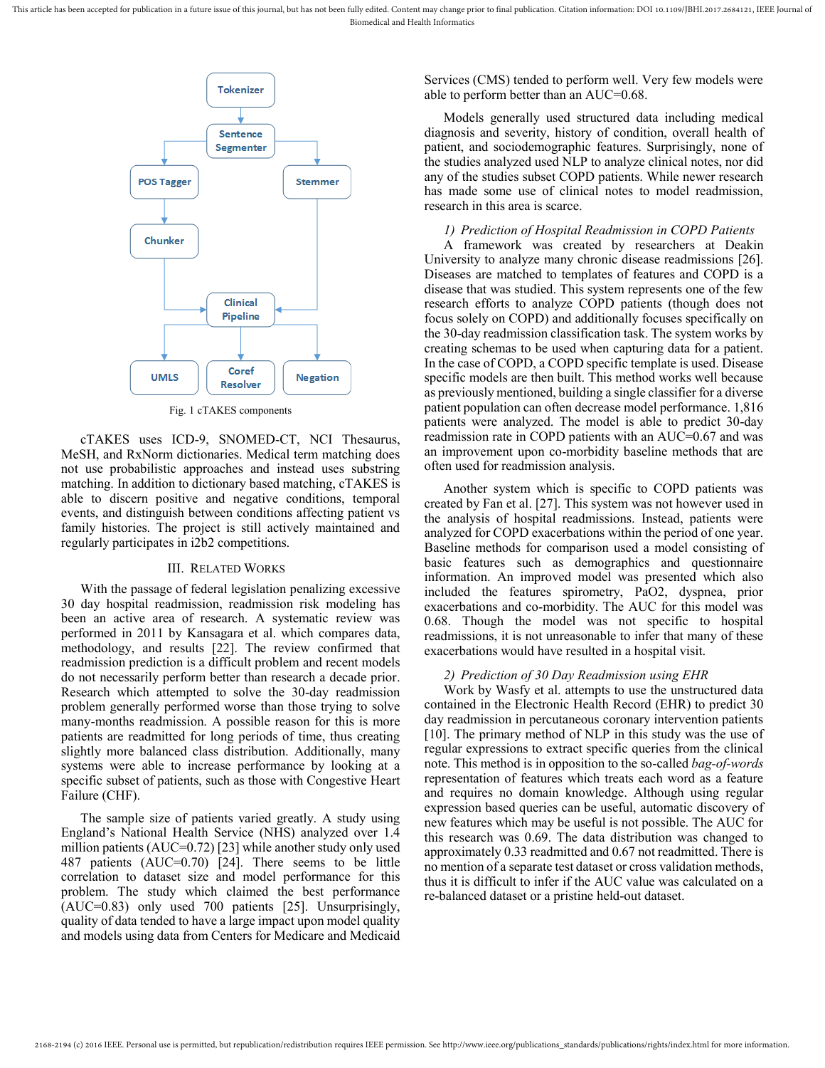Fig. 1 cTAKES components

cTAKES uses ICD-9, SNOMED-CT, NCI Thesaurus, MeSH, and RxNorm dictionaries. Medical term matching does not use probabilistic approaches and instead uses substring matching. In addition to dictionary based matching, cTAKES is able to discern positive and negative conditions, temporal events, and distinguish between conditions affecting patient vs family histories. The project is still actively maintained and regularly participates in i2b2 competitions.

## III. Related Works

With the passage of federal legislation penalizing excessive 30 day hospital readmission, readmission risk modeling has been an active area of research. A systematic review was performed in 2011 by Kansagara et al. which compares data, methodology, and results [22]. The review confirmed that readmission prediction is a difficult problem and recent models do not necessarily perform better than research a decade prior. Research which attempted to solve the 30-day readmission problem generally performed worse than those trying to solve many-months readmission. A possible reason for this is more patients are readmitted for long periods of time, thus creating slightly more balanced class distribution. Additionally, many systems were able to increase performance by looking at a specific subset of patients, such as those with Congestive Heart Failure (CHF).

The sample size of patients varied greatly. A study using England's National Health Service (NHS) analyzed over 1.4 million patients (AUC=0.72) [23] while another study only used 487 patients (AUC=0.70) [24]. There seems to be little correlation to dataset size and model performance for this problem. The study which claimed the best performance (AUC=0.83) only used 700 patients [25]. Unsurprisingly, quality of data tended to have a large impact upon model quality and models using data from Centers for Medicare and Medicaid Services (CMS) tended to perform well. Very few models were able to perform better than an AUC=0.68.

Models generally used structured data including medical diagnosis and severity, history of condition, overall health of patient, and sociodemographic features. Surprisingly, none of the studies analyzed used NLP to analyze clinical notes, nor did any of the studies subset COPD patients. While newer research has made some use of clinical notes to model readmission, research in this area is scarce.

### 1) Prediction of Hospital Readmission in COPD Patients

A framework was created by researchers at Deakin University to analyze many chronic disease readmissions [26]. Diseases are matched to templates of features and COPD is a disease that was studied. This system represents one of the few research efforts to analyze COPD patients (though does not focus solely on COPD) and additionally focuses specifically on the 30-day readmission classification task. The system works by creating schemas to be used when capturing data for a patient. In the case of COPD, a COPD specific template is used. Disease specific models are then built. This method works well because as previously mentioned, building a single classifier for a diverse patient population can often decrease model performance. 1,816 patients were analyzed. The model is able to predict 30-day readmission rate in COPD patients with an AUC=0.67 and was an improvement upon co-morbidity baseline methods that are often used for readmission analysis.

Another system which is specific to COPD patients was created by Fan et al. [27]. This system was not however used in the analysis of hospital readmissions. Instead, patients were analyzed for COPD exacerbations within the period of one year. Baseline methods for comparison used a model consisting of basic features such as demographics and questionnaire information. An improved model was presented which also included the features spirometry, PaO2, dyspnea, prior exacerbations and co-morbidity. The AUC for this model was 0.68. Though the model was not specific to hospital readmissions, it is not unreasonable to infer that many of these exacerbations would have resulted in a hospital visit.

### 2) Prediction of 30 Day Readmission using EHR

Work by Wasfy et al. attempts to use the unstructured data contained in the Electronic Health Record (EHR) to predict 30 day readmission in percutaneous coronary intervention patients [10]. The primary method of NLP in this study was the use of regular expressions to extract specific queries from the clinical note. This method is in opposition to the so-called *bag-of-words* representation of features which treats each word as a feature and requires no domain knowledge. Although using regular expression based queries can be useful, automatic discovery of new features which may be useful is not possible. The AUC for this research was 0.69. The data distribution was changed to approximately 0.33 readmitted and 0.67 not readmitted. There is no mention of a separate test dataset or cross validation methods, thus it is difficult to infer if the AUC value was calculated on a re-balanced dataset or a pristine held-out dataset.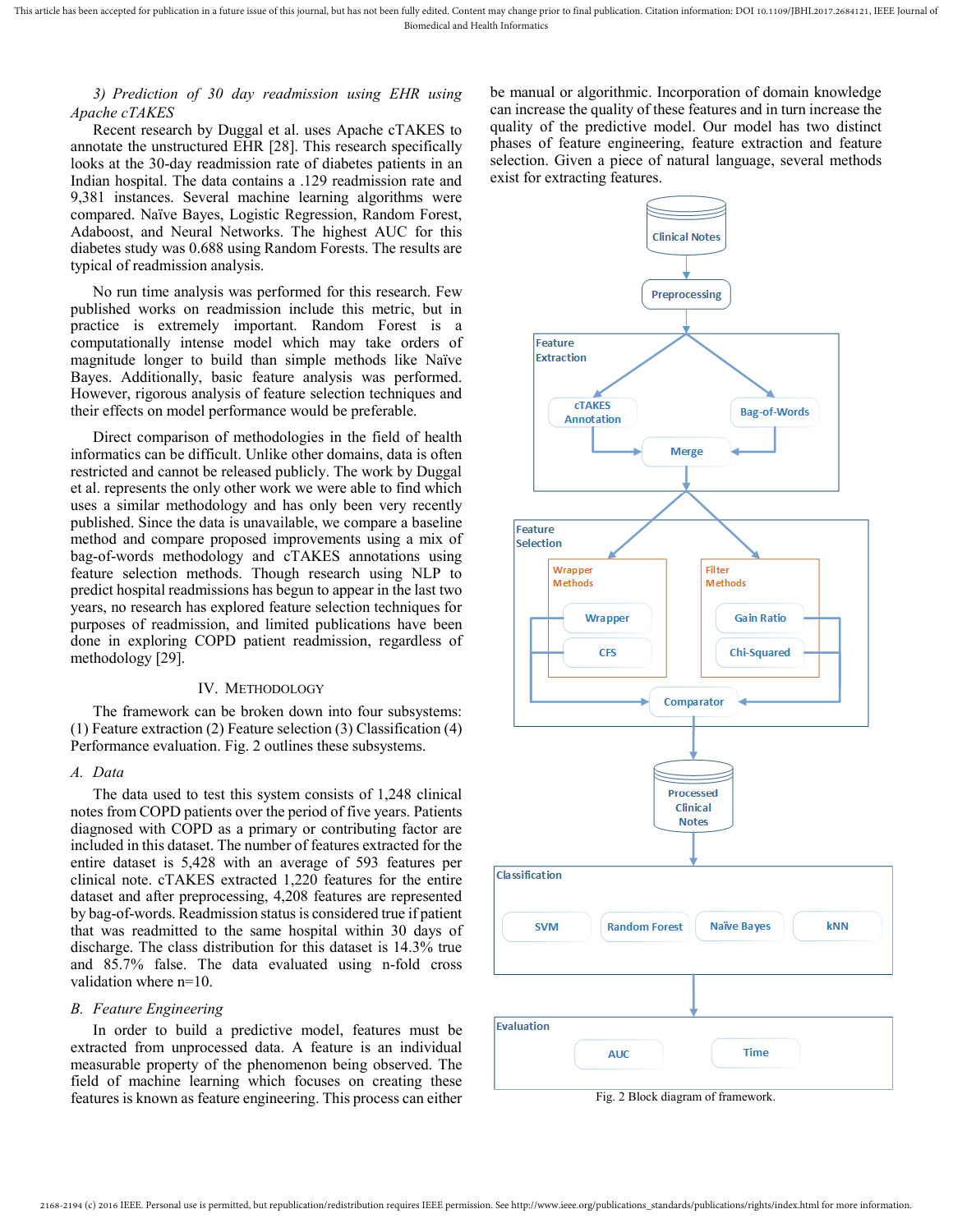*3) Prediction of 30 day readmission using EHR using Apache cTAKES*

Recent research by Duggal et al. uses Apache cTAKES to annotate the unstructured EHR [28]. This research specifically looks at the 30-day readmission rate of diabetes patients in an Indian hospital. The data contains a .129 readmission rate and 9,381 instances. Several machine learning algorithms were compared. Naïve Bayes, Logistic Regression, Random Forest, Adaboost, and Neural Networks. The highest AUC for this diabetes study was 0.688 using Random Forests. The results are typical of readmission analysis.

No run time analysis was performed for this research. Few published works on readmission include this metric, but in practice is extremely important. Random Forest is a computationally intense model which may take orders of magnitude longer to build than simple methods like Naïve Bayes. Additionally, basic feature analysis was performed. However, rigorous analysis of feature selection techniques and their effects on model performance would be preferable.

Direct comparison of methodologies in the field of health informatics can be difficult. Unlike other domains, data is often restricted and cannot be released publicly. The work by Duggal et al. represents the only other work we were able to find which uses a similar methodology and has only been very recently published. Since the data is unavailable, we compare a baseline method and compare proposed improvements using a mix of bag-of-words methodology and cTAKES annotations using feature selection methods. Though research using NLP to predict hospital readmissions has begun to appear in the last two years, no research has explored feature selection techniques for purposes of readmission, and limited publications have been done in exploring COPD patient readmission, regardless of methodology [29].

## IV. Methodology

The framework can be broken down into four subsystems: (1) Feature extraction (2) Feature selection (3) Classification (4) Performance evaluation. Fig. 2 outlines these subsystems.

### *A. Data*

The data used to test this system consists of 1,248 clinical notes from COPD patients over the period of five years. Patients diagnosed with COPD as a primary or contributing factor are included in this dataset. The number of features extracted for the entire dataset is 5,428 with an average of 593 features per clinical note. cTAKES extracted 1,220 features for the entire dataset and after preprocessing, 4,208 features are represented by bag-of-words. Readmission status is considered true if patient that was readmitted to the same hospital within 30 days of discharge. The class distribution for this dataset is 14.3% true and 85.7% false. The data evaluated using n-fold cross validation where n=10.

### *B. Feature Engineering*

In order to build a predictive model, features must be extracted from unprocessed data. A feature is an individual measurable property of the phenomenon being observed. The field of machine learning which focuses on creating these features is known as feature engineering. This process can either be manual or algorithmic. Incorporation of domain knowledge can increase the quality of these features and in turn increase the quality of the predictive model. Our model has two distinct phases of feature engineering, feature extraction and feature selection. Given a piece of natural language, several methods exist for extracting features.

Fig. 2 Block diagram of framework.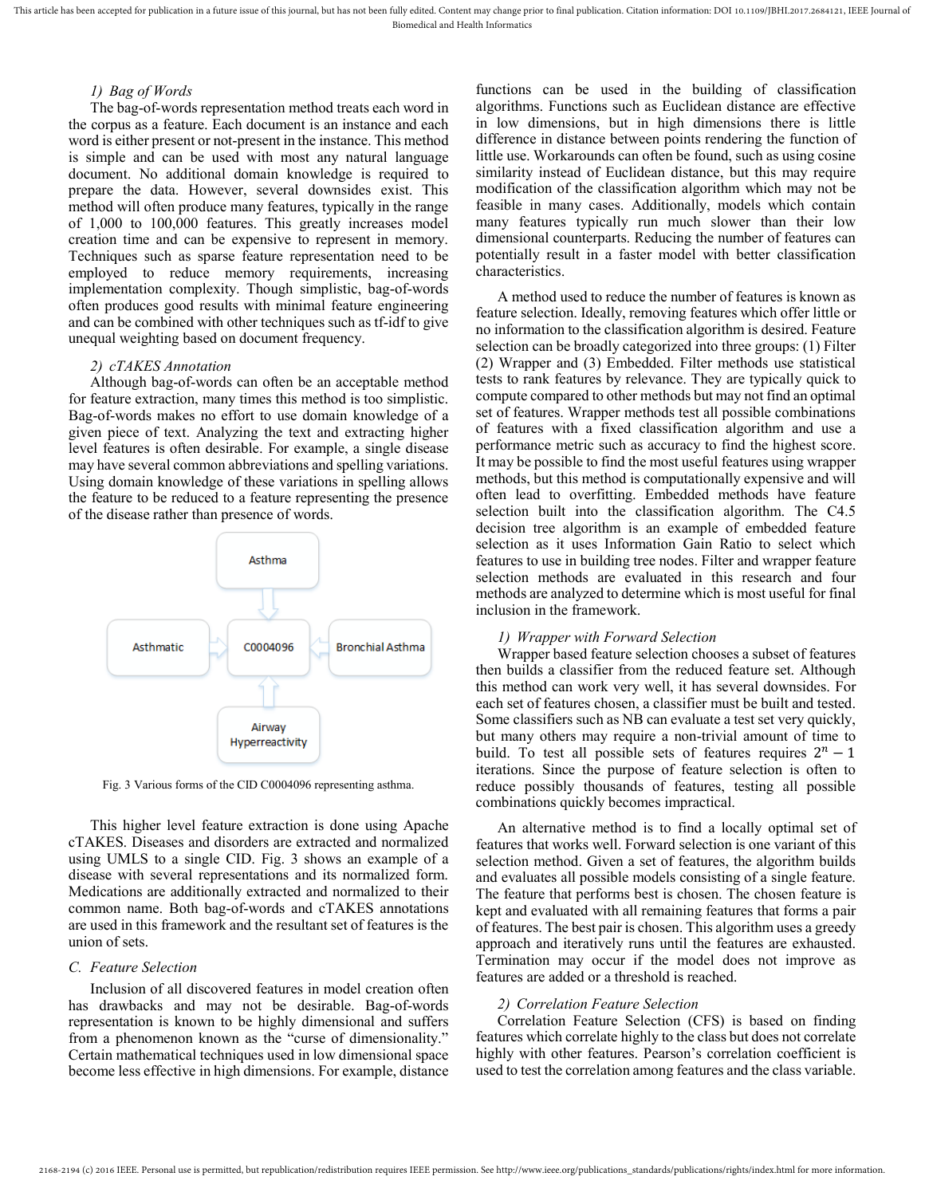#### 1) Bag of Words

The bag-of-words representation method treats each word in the corpus as a feature. Each document is an instance and each word is either present or not-present in the instance. This method is simple and can be used with most any natural language document. No additional domain knowledge is required to prepare the data. However, several downsides exist. This method will often produce many features, typically in the range of 1,000 to 100,000 features. This greatly increases model creation time and can be expensive to represent in memory. Techniques such as sparse feature representation need to be employed to reduce memory requirements, increasing implementation complexity. Though simplistic, bag-of-words often produces good results with minimal feature engineering and can be combined with other techniques such as tf-idf to give unequal weighting based on document frequency.

#### 2) cTAKES Annotation

Although bag-of-words can often be an acceptable method for feature extraction, many times this method is too simplistic. Bag-of-words makes no effort to use domain knowledge of a given piece of text. Analyzing the text and extracting higher level features is often desirable. For example, a single disease may have several common abbreviations and spelling variations. Using domain knowledge of these variations in spelling allows the feature to be reduced to a feature representing the presence of the disease rather than presence of words.

Fig. 3 Various forms of the CID C0004096 representing asthma.

This higher level feature extraction is done using Apache cTAKES. Diseases and disorders are extracted and normalized using UMLS to a single CID. Fig. 3 shows an example of a disease with several representations and its normalized form. Medications are additionally extracted and normalized to their common name. Both bag-of-words and cTAKES annotations are used in this framework and the resultant set of features is the union of sets.

### C. Feature Selection

Inclusion of all discovered features in model creation often has drawbacks and may not be desirable. Bag-of-words representation is known to be highly dimensional and suffers from a phenomenon known as the "curse of dimensionality." Certain mathematical techniques used in low dimensional space become less effective in high dimensions. For example, distance functions can be used in the building of classification algorithms. Functions such as Euclidean distance are effective in low dimensions, but in high dimensions there is little difference in distance between points rendering the function of little use. Workarounds can often be found, such as using cosine similarity instead of Euclidean distance, but this may require modification of the classification algorithm which may not be feasible in many cases. Additionally, models which contain many features typically run much slower than their low dimensional counterparts. Reducing the number of features can potentially result in a faster model with better classification characteristics.

A method used to reduce the number of features is known as feature selection. Ideally, removing features which offer little or no information to the classification algorithm is desired. Feature selection can be broadly categorized into three groups: (1) Filter (2) Wrapper and (3) Embedded. Filter methods use statistical tests to rank features by relevance. They are typically quick to compute compared to other methods but may not find an optimal set of features. Wrapper methods test all possible combinations of features with a fixed classification algorithm and use a performance metric such as accuracy to find the highest score. It may be possible to find the most useful features using wrapper methods, but this method is computationally expensive and will often lead to overfitting. Embedded methods have feature selection built into the classification algorithm. The C4.5 decision tree algorithm is an example of embedded feature selection as it uses Information Gain Ratio to select which features to use in building tree nodes. Filter and wrapper feature selection methods are evaluated in this research and four methods are analyzed to determine which is most useful for final inclusion in the framework.

#### 1) Wrapper with Forward Selection

Wrapper based feature selection chooses a subset of features then builds a classifier from the reduced feature set. Although this method can work very well, it has several downsides. For each set of features chosen, a classifier must be built and tested. Some classifiers such as NB can evaluate a test set very quickly, but many others may require a non-trivial amount of time to build. To test all possible sets of features requires $2^n - 1$ iterations. Since the purpose of feature selection is often to reduce possibly thousands of features, testing all possible combinations quickly becomes impractical.

An alternative method is to find a locally optimal set of features that works well. Forward selection is one variant of this selection method. Given a set of features, the algorithm builds and evaluates all possible models consisting of a single feature. The feature that performs best is chosen. The chosen feature is kept and evaluated with all remaining features that forms a pair of features. The best pair is chosen. This algorithm uses a greedy approach and iteratively runs until the features are exhausted. Termination may occur if the model does not improve as features are added or a threshold is reached.

#### 2) Correlation Feature Selection

Correlation Feature Selection (CFS) is based on finding features which correlate highly to the class but does not correlate highly with other features. Pearson's correlation coefficient is used to test the correlation among features and the class variable.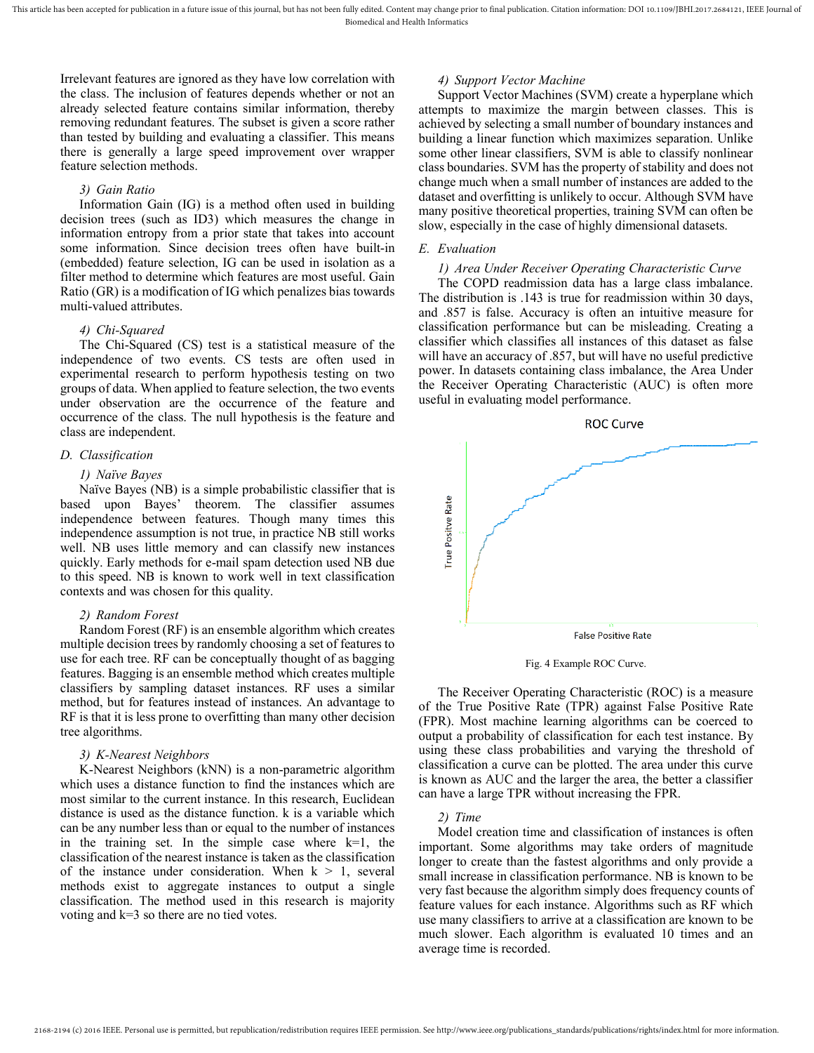Irrelevant features are ignored as they have low correlation with the class. The inclusion of features depends whether or not an already selected feature contains similar information, thereby removing redundant features. The subset is given a score rather than tested by building and evaluating a classifier. This means there is generally a large speed improvement over wrapper feature selection methods.

#### *3) Gain Ratio*

Information Gain (IG) is a method often used in building decision trees (such as ID3) which measures the change in information entropy from a prior state that takes into account some information. Since decision trees often have built-in (embedded) feature selection, IG can be used in isolation as a filter method to determine which features are most useful. Gain Ratio (GR) is a modification of IG which penalizes bias towards multi-valued attributes.

#### *4) Chi-Squared*

The Chi-Squared (CS) test is a statistical measure of the independence of two events. CS tests are often used in experimental research to perform hypothesis testing on two groups of data. When applied to feature selection, the two events under observation are the occurrence of the feature and occurrence of the class. The null hypothesis is the feature and class are independent.

### *D. Classification*

#### *1) Naïve Bayes*

Naïve Bayes (NB) is a simple probabilistic classifier that is based upon Bayes' theorem. The classifier assumes independence between features. Though many times this independence assumption is not true, in practice NB still works well. NB uses little memory and can classify new instances quickly. Early methods for e-mail spam detection used NB due to this speed. NB is known to work well in text classification contexts and was chosen for this quality.

#### *2) Random Forest*

Random Forest (RF) is an ensemble algorithm which creates multiple decision trees by randomly choosing a set of features to use for each tree. RF can be conceptually thought of as bagging features. Bagging is an ensemble method which creates multiple classifiers by sampling dataset instances. RF uses a similar method, but for features instead of instances. An advantage to RF is that it is less prone to overfitting than many other decision tree algorithms.

#### *3) K-Nearest Neighbors*

K-Nearest Neighbors (kNN) is a non-parametric algorithm which uses a distance function to find the instances which are most similar to the current instance. In this research, Euclidean distance is used as the distance function. k is a variable which can be any number less than or equal to the number of instances in the training set. In the simple case where k=1, the classification of the nearest instance is taken as the classification of the instance under consideration. When $k > 1$, several methods exist to aggregate instances to output a single classification. The method used in this research is majority voting and k=3 so there are no tied votes.

#### *4) Support Vector Machine*

Support Vector Machines (SVM) create a hyperplane which attempts to maximize the margin between classes. This is achieved by selecting a small number of boundary instances and building a linear function which maximizes separation. Unlike some other linear classifiers, SVM is able to classify nonlinear class boundaries. SVM has the property of stability and does not change much when a small number of instances are added to the dataset and overfitting is unlikely to occur. Although SVM have many positive theoretical properties, training SVM can often be slow, especially in the case of highly dimensional datasets.

### *E. Evaluation*

#### *1) Area Under Receiver Operating Characteristic Curve*

The COPD readmission data has a large class imbalance. The distribution is .143 is true for readmission within 30 days, and .857 is false. Accuracy is often an intuitive measure for classification performance but can be misleading. Creating a classifier which classifies all instances of this dataset as false will have an accuracy of .857, but will have no useful predictive power. In datasets containing class imbalance, the Area Under the Receiver Operating Characteristic (AUC) is often more useful in evaluating model performance.

Fig. 4 Example ROC Curve.

The Receiver Operating Characteristic (ROC) is a measure of the True Positive Rate (TPR) against False Positive Rate (FPR). Most machine learning algorithms can be coerced to output a probability of classification for each test instance. By using these class probabilities and varying the threshold of classification a curve can be plotted. The area under this curve is known as AUC and the larger the area, the better a classifier can have a large TPR without increasing the FPR.

#### *2) Time*

Model creation time and classification of instances is often important. Some algorithms may take orders of magnitude longer to create than the fastest algorithms and only provide a small increase in classification performance. NB is known to be very fast because the algorithm simply does frequency counts of feature values for each instance. Algorithms such as RF which use many classifiers to arrive at a classification are known to be much slower. Each algorithm is evaluated 10 times and an average time is recorded.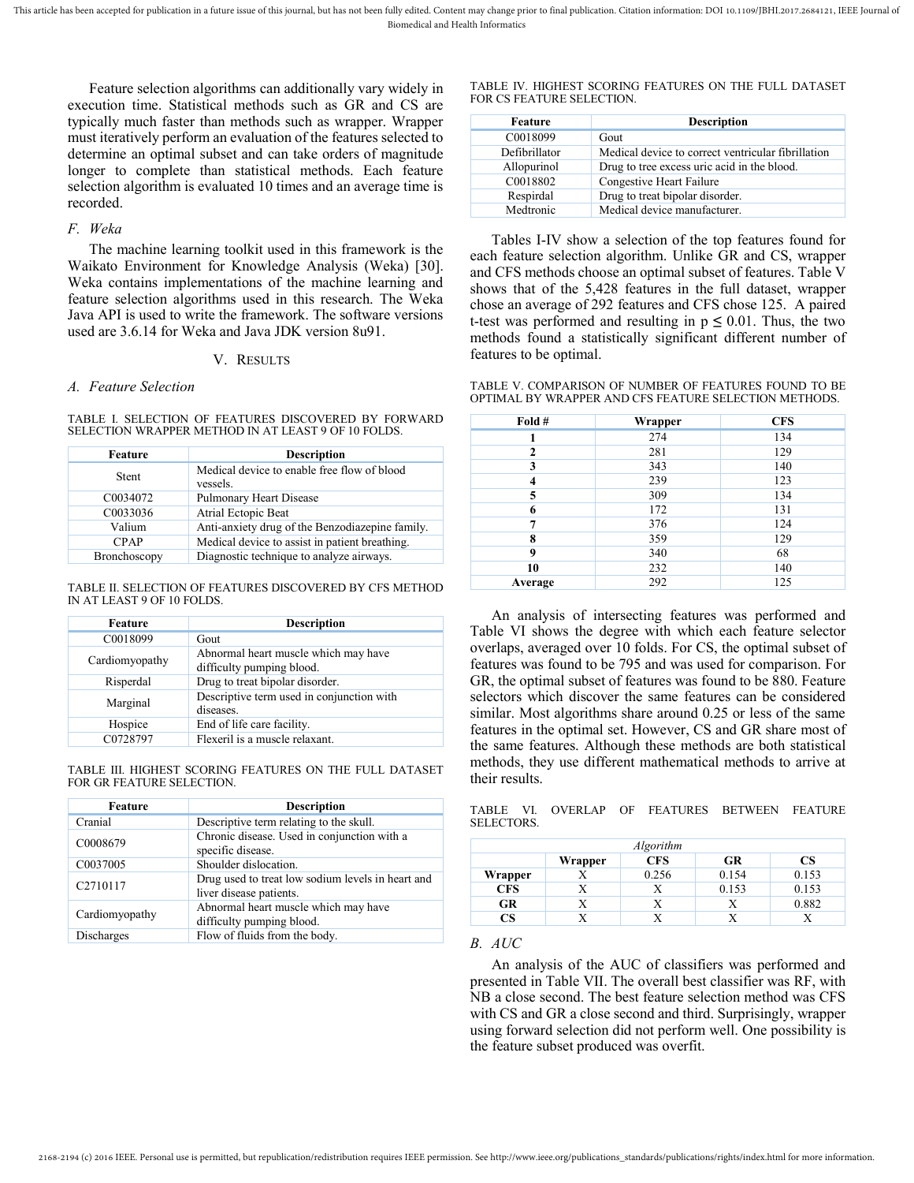Feature selection algorithms can additionally vary widely in execution time. Statistical methods such as GR and CS are typically much faster than methods such as wrapper. Wrapper must iteratively perform an evaluation of the features selected to determine an optimal subset and can take orders of magnitude longer to complete than statistical methods. Each feature selection algorithm is evaluated 10 times and an average time is recorded.

### F. Weka

The machine learning toolkit used in this framework is the Waikato Environment for Knowledge Analysis (Weka) [30]. Weka contains implementations of the machine learning and feature selection algorithms used in this research. The Weka Java API is used to write the framework. The software versions used are 3.6.14 for Weka and Java JDK version 8u91.

## V. Results

### A. Feature Selection

TABLE I. SELECTION OF FEATURES DISCOVERED BY FORWARD SELECTION WRAPPER METHOD IN AT LEAST 9 OF 10 FOLDS.

| Feature | Description |
|---|---|
| Stent | Medical device to enable free flow of blood vessels. |
| C0034072 | Pulmonary Heart Disease |
| C0033036 | Atrial Ectopic Beat |
| Valium | Anti-anxiety drug of the Benzodiazepine family. |
| CPAP | Medical device to assist in patient breathing. |
| Bronchoscopy | Diagnostic technique to analyze airways. |

TABLE II. SELECTION OF FEATURES DISCOVERED BY CFS METHOD IN AT LEAST 9 OF 10 FOLDS.

| Feature | Description |
|---|---|
| C0018099 | Gout |
| Cardiomyopathy | Abnormal heart muscle which may have difficulty pumping blood. |
| Risperdal | Drug to treat bipolar disorder. |
| Marginal | Descriptive term used in conjunction with diseases. |
| Hospice | End of life care facility. |
| C0728797 | Flexeril is a muscle relaxant. |

TABLE III. HIGHEST SCORING FEATURES ON THE FULL DATASET FOR GR FEATURE SELECTION.

| Feature | Description |
|---|---|
| Cranial | Descriptive term relating to the skull. |
| C0008679 | Chronic disease. Used in conjunction with a specific disease. |
| C0037005 | Shoulder dislocation. |
| C2710117 | Drug used to treat low sodium levels in heart and liver disease patients. |
| Cardiomyopathy | Abnormal heart muscle which may have difficulty pumping blood. |
| Discharges | Flow of fluids from the body. |

TABLE IV. HIGHEST SCORING FEATURES ON THE FULL DATASET FOR CS FEATURE SELECTION.

| Feature | Description |
|---|---|
| C0018099 | Gout |
| Defibrillator | Medical device to correct ventricular fibrillation |
| Allopurinol | Drug to tree excess uric acid in the blood. |
| C0018802 | Congestive Heart Failure |
| Respirdal | Drug to treat bipolar disorder. |
| Medtronic | Medical device manufacturer. |

Tables I-IV show a selection of the top features found for each feature selection algorithm. Unlike GR and CS, wrapper and CFS methods choose an optimal subset of features. Table V shows that of the 5,428 features in the full dataset, wrapper chose an average of 292 features and CFS chose 125. A paired t-test was performed and resulting in $p \leq 0.01$. Thus, the two methods found a statistically significant different number of features to be optimal.

TABLE V. COMPARISON OF NUMBER OF FEATURES FOUND TO BE OPTIMAL BY WRAPPER AND CFS FEATURE SELECTION METHODS.

| Fold # | Wrapper | CFS |
|---|---|---|
| **1** | 274 | 134 |
| **2** | 281 | 129 |
| **3** | 343 | 140 |
| **4** | 239 | 123 |
| **5** | 309 | 134 |
| **6** | 172 | 131 |
| **7** | 376 | 124 |
| **8** | 359 | 129 |
| **9** | 340 | 68 |
| **10** | 232 | 140 |
| **Average** | 292 | 125 |

An analysis of intersecting features was performed and Table VI shows the degree with which each feature selector overlaps, averaged over 10 folds. For CS, the optimal subset of features was found to be 795 and was used for comparison. For GR, the optimal subset of features was found to be 880. Feature selectors which discover the same features can be considered similar. Most algorithms share around 0.25 or less of the same features in the optimal set. However, CS and GR share most of the same features. Although these methods are both statistical methods, they use different mathematical methods to arrive at their results.

TABLE VI. OVERLAP OF FEATURES BETWEEN FEATURE SELECTORS.

| | *Algorithm* | | | |
|---|---|---|---|---|
| | **Wrapper** | **CFS** | **GR** | **CS** |
| **Wrapper** | X | 0.256 | 0.154 | 0.153 |
| **CFS** | X | X | 0.153 | 0.153 |
| **GR** | X | X | X | 0.882 |
| **CS** | X | X | X | X |

### B. AUC

An analysis of the AUC of classifiers was performed and presented in Table VII. The overall best classifier was RF, with NB a close second. The best feature selection method was CFS with CS and GR a close second and third. Surprisingly, wrapper using forward selection did not perform well. One possibility is the feature subset produced was overfit.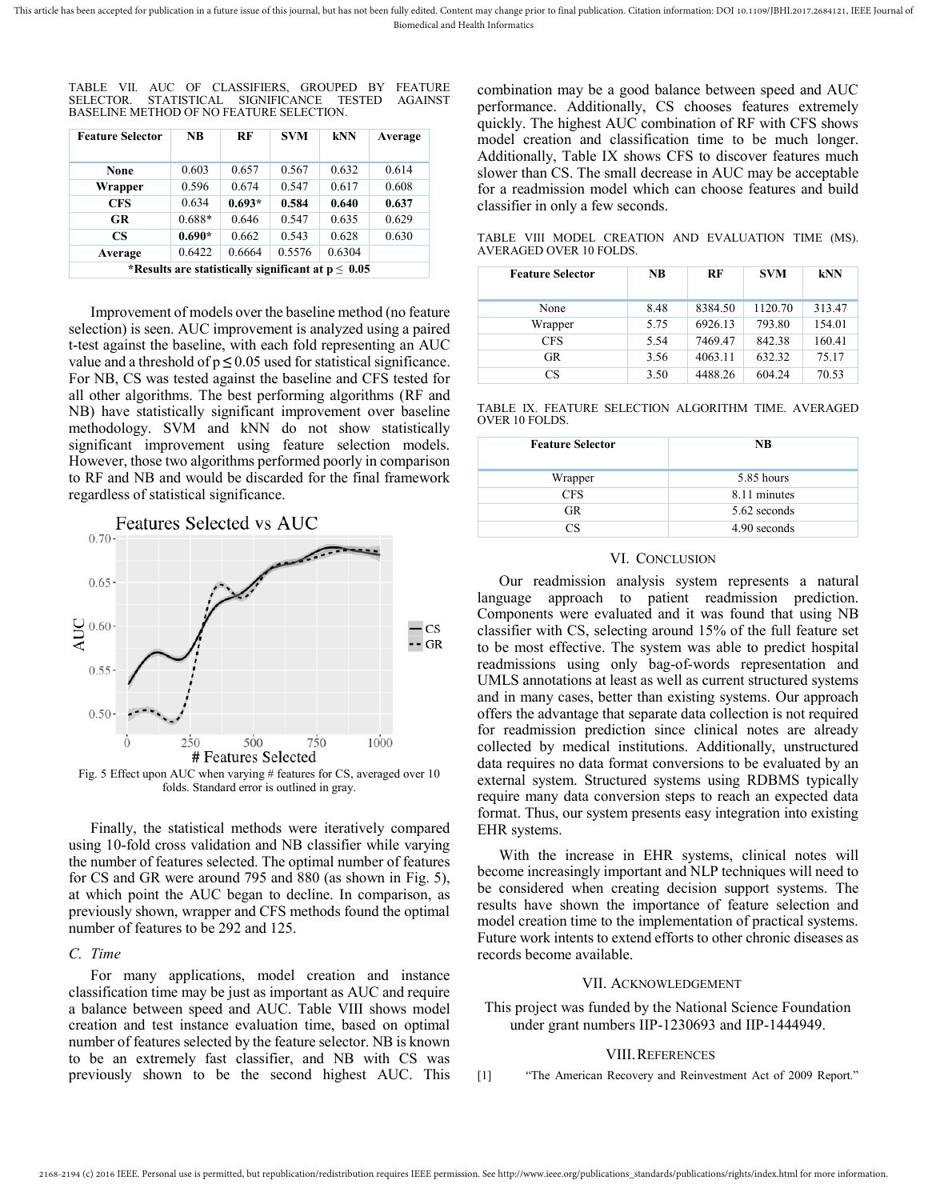TABLE VII. AUC OF CLASSIFIERS, GROUPED BY FEATURE SELECTOR. STATISTICAL SIGNIFICANCE TESTED AGAINST BASELINE METHOD OF NO FEATURE SELECTION.

| Feature Selector | NB | RF | SVM | kNN | Average |
|---|---|---|---|---|---|
| **None** | 0.603 | 0.657 | 0.567 | 0.632 | 0.614 |
| **Wrapper** | 0.596 | 0.674 | 0.547 | 0.617 | 0.608 |
| **CFS** | 0.634 | **0.693*** | **0.584** | **0.640** | **0.637** |
| **GR** | 0.688* | 0.646 | 0.547 | 0.635 | 0.629 |
| **CS** | **0.690*** | 0.662 | 0.543 | 0.628 | 0.630 |
| **Average** | 0.6422 | 0.6664 | 0.5576 | 0.6304 | |

***Results are statistically significant at $p \leq 0.05$**

Improvement of models over the baseline method (no feature selection) is seen. AUC improvement is analyzed using a paired t-test against the baseline, with each fold representing an AUC value and a threshold of $p \leq 0.05$ used for statistical significance. For NB, CS was tested against the baseline and CFS tested for all other algorithms. The best performing algorithms (RF and NB) have statistically significant improvement over baseline methodology. SVM and kNN do not show statistically significant improvement using feature selection models. However, those two algorithms performed poorly in comparison to RF and NB and would be discarded for the final framework regardless of statistical significance.

Fig. 5 Effect upon AUC when varying # features for CS, averaged over 10 folds. Standard error is outlined in gray.

Finally, the statistical methods were iteratively compared using 10-fold cross validation and NB classifier while varying the number of features selected. The optimal number of features for CS and GR were around 795 and 880 (as shown in Fig. 5), at which point the AUC began to decline. In comparison, as previously shown, wrapper and CFS methods found the optimal number of features to be 292 and 125.

### C. Time

For many applications, model creation and instance classification time may be just as important as AUC and require a balance between speed and AUC. Table VIII shows model creation and test instance evaluation time, based on optimal number of features selected by the feature selector. NB is known to be an extremely fast classifier, and NB with CS was previously shown to be the second highest AUC. This combination may be a good balance between speed and AUC performance. Additionally, CS chooses features extremely quickly. The highest AUC combination of RF with CFS shows model creation and classification time to be much longer. Additionally, Table IX shows CFS to discover features much slower than CS. The small decrease in AUC may be acceptable for a readmission model which can choose features and build classifier in only a few seconds.

TABLE VIII MODEL CREATION AND EVALUATION TIME (MS). AVERAGED OVER 10 FOLDS.

| Feature Selector | NB | RF | SVM | kNN |
|---|---|---|---|---|
| None | 8.48 | 8384.50 | 1120.70 | 313.47 |
| Wrapper | 5.75 | 6926.13 | 793.80 | 154.01 |
| CFS | 5.54 | 7469.47 | 842.38 | 160.41 |
| GR | 3.56 | 4063.11 | 632.32 | 75.17 |
| CS | 3.50 | 4488.26 | 604.24 | 70.53 |

TABLE IX. FEATURE SELECTION ALGORITHM TIME. AVERAGED OVER 10 FOLDS.

| Feature Selector | NB |
|---|---|
| Wrapper | 5.85 hours |
| CFS | 8.11 minutes |
| GR | 5.62 seconds |
| CS | 4.90 seconds |

## VI. Conclusion

Our readmission analysis system represents a natural language approach to patient readmission prediction. Components were evaluated and it was found that using NB classifier with CS, selecting around 15% of the full feature set to be most effective. The system was able to predict hospital readmissions using only bag-of-words representation and UMLS annotations at least as well as current structured systems and in many cases, better than existing systems. Our approach offers the advantage that separate data collection is not required for readmission prediction since clinical notes are already collected by medical institutions. Additionally, unstructured data requires no data format conversions to be evaluated by an external system. Structured systems using RDBMS typically require many data conversion steps to reach an expected data format. Thus, our system presents easy integration into existing EHR systems.

With the increase in EHR systems, clinical notes will become increasingly important and NLP techniques will need to be considered when creating decision support systems. The results have shown the importance of feature selection and model creation time to the implementation of practical systems. Future work intends to extend efforts to other chronic diseases as records become available.

## VII. Acknowledgement

This project was funded by the National Science Foundation under grant numbers IIP-1230693 and IIP-1444949.

## VIII. References

[1] "The American Recovery and Reinvestment Act of 2009 Report."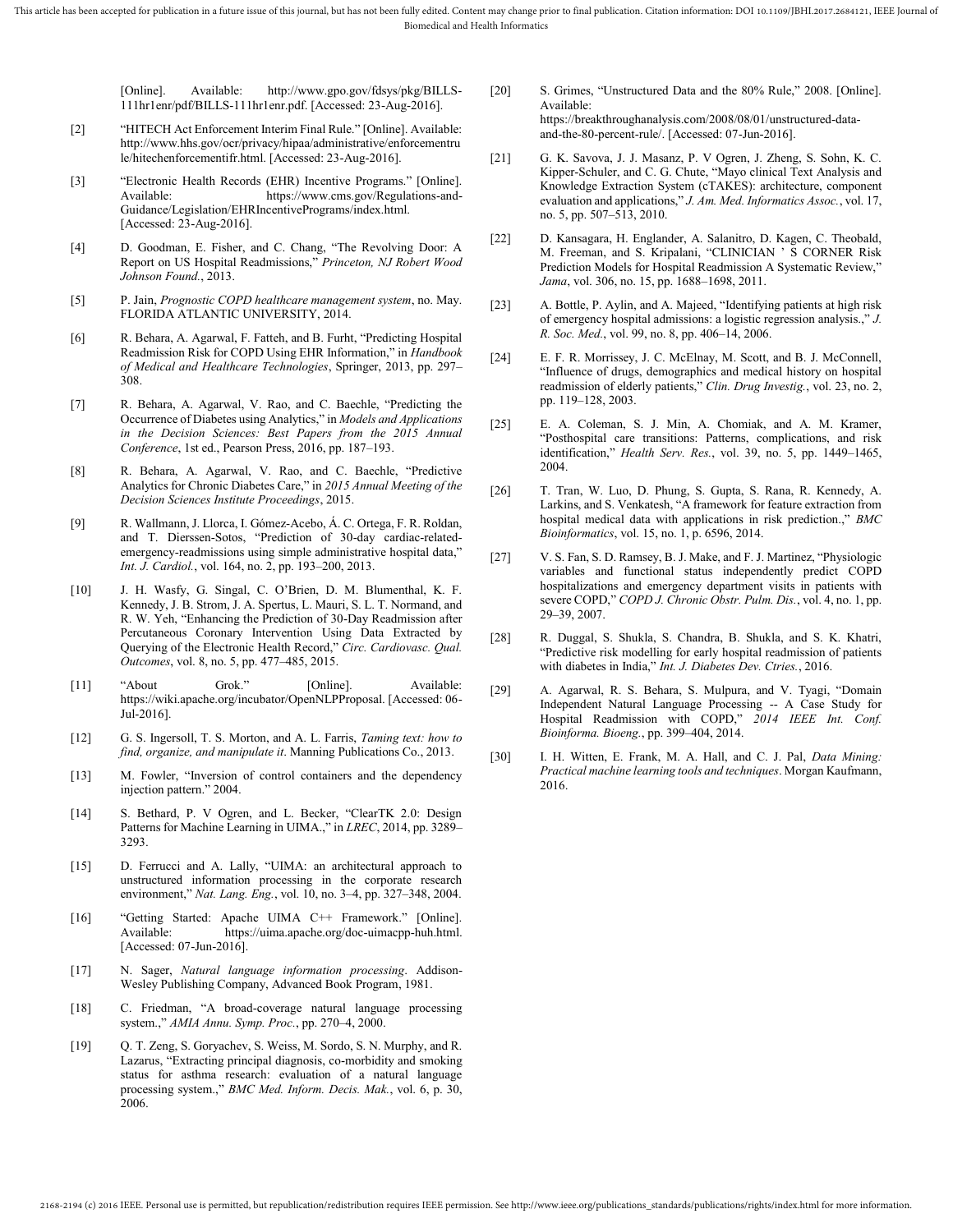[Online]. Available: http://www.gpo.gov/fdsys/pkg/BILLS-111hr1enr/pdf/BILLS-111hr1enr.pdf. [Accessed: 23-Aug-2016].

[2] "HITECH Act Enforcement Interim Final Rule." [Online]. Available: http://www.hhs.gov/ocr/privacy/hipaa/administrative/enforcementrule/hitechenforcementifr.html. [Accessed: 23-Aug-2016].

[3] "Electronic Health Records (EHR) Incentive Programs." [Online]. Available: https://www.cms.gov/Regulations-and-Guidance/Legislation/EHRIncentivePrograms/index.html. [Accessed: 23-Aug-2016].

[4] D. Goodman, E. Fisher, and C. Chang, "The Revolving Door: A Report on US Hospital Readmissions," *Princeton, NJ Robert Wood Johnson Found.*, 2013.

[5] P. Jain, *Prognostic COPD healthcare management system*, no. May. FLORIDA ATLANTIC UNIVERSITY, 2014.

[6] R. Behara, A. Agarwal, F. Fatteh, and B. Furht, "Predicting Hospital Readmission Risk for COPD Using EHR Information," in *Handbook of Medical and Healthcare Technologies*, Springer, 2013, pp. 297–308.

[7] R. Behara, A. Agarwal, V. Rao, and C. Baechle, "Predicting the Occurrence of Diabetes using Analytics," in *Models and Applications in the Decision Sciences: Best Papers from the 2015 Annual Conference*, 1st ed., Pearson Press, 2016, pp. 187–193.

[8] R. Behara, A. Agarwal, V. Rao, and C. Baechle, "Predictive Analytics for Chronic Diabetes Care," in *2015 Annual Meeting of the Decision Sciences Institute Proceedings*, 2015.

[9] R. Wallmann, J. Llorca, I. Gómez-Acebo, Á. C. Ortega, F. R. Roldan, and T. Dierssen-Sotos, "Prediction of 30-day cardiac-related-emergency-readmissions using simple administrative hospital data," *Int. J. Cardiol.*, vol. 164, no. 2, pp. 193–200, 2013.

[10] J. H. Wasfy, G. Singal, C. O'Brien, D. M. Blumenthal, K. F. Kennedy, J. B. Strom, J. A. Spertus, L. Mauri, S. L. T. Normand, and R. W. Yeh, "Enhancing the Prediction of 30-Day Readmission after Percutaneous Coronary Intervention Using Data Extracted by Querying of the Electronic Health Record," *Circ. Cardiovasc. Qual. Outcomes*, vol. 8, no. 5, pp. 477–485, 2015.

[11] "About Grok." [Online]. Available: https://wiki.apache.org/incubator/OpenNLPProposal. [Accessed: 06-Jul-2016].

[12] G. S. Ingersoll, T. S. Morton, and A. L. Farris, *Taming text: how to find, organize, and manipulate it*. Manning Publications Co., 2013.

[13] M. Fowler, "Inversion of control containers and the dependency injection pattern." 2004.

[14] S. Bethard, P. V Ogren, and L. Becker, "ClearTK 2.0: Design Patterns for Machine Learning in UIMA.," in *LREC*, 2014, pp. 3289–3293.

[15] D. Ferrucci and A. Lally, "UIMA: an architectural approach to unstructured information processing in the corporate research environment," *Nat. Lang. Eng.*, vol. 10, no. 3–4, pp. 327–348, 2004.

[16] "Getting Started: Apache UIMA C++ Framework." [Online]. Available: https://uima.apache.org/doc-uimacpp-huh.html. [Accessed: 07-Jun-2016].

[17] N. Sager, *Natural language information processing*. Addison-Wesley Publishing Company, Advanced Book Program, 1981.

[18] C. Friedman, "A broad-coverage natural language processing system.," *AMIA Annu. Symp. Proc.*, pp. 270–4, 2000.

[19] Q. T. Zeng, S. Goryachev, S. Weiss, M. Sordo, S. N. Murphy, and R. Lazarus, "Extracting principal diagnosis, co-morbidity and smoking status for asthma research: evaluation of a natural language processing system.," *BMC Med. Inform. Decis. Mak.*, vol. 6, p. 30, 2006.

[20] S. Grimes, "Unstructured Data and the 80% Rule," 2008. [Online]. Available: https://breakthroughanalysis.com/2008/08/01/unstructured-data-and-the-80-percent-rule/. [Accessed: 07-Jun-2016].

[21] G. K. Savova, J. J. Masanz, P. V Ogren, J. Zheng, S. Sohn, K. C. Kipper-Schuler, and C. G. Chute, "Mayo clinical Text Analysis and Knowledge Extraction System (cTAKES): architecture, component evaluation and applications," *J. Am. Med. Informatics Assoc.*, vol. 17, no. 5, pp. 507–513, 2010.

[22] D. Kansagara, H. Englander, A. Salanitro, D. Kagen, C. Theobald, M. Freeman, and S. Kripalani, "CLINICIAN ' S CORNER Risk Prediction Models for Hospital Readmission A Systematic Review," *Jama*, vol. 306, no. 15, pp. 1688–1698, 2011.

[23] A. Bottle, P. Aylin, and A. Majeed, "Identifying patients at high risk of emergency hospital admissions: a logistic regression analysis.," *J. R. Soc. Med.*, vol. 99, no. 8, pp. 406–14, 2006.

[24] E. F. R. Morrissey, J. C. McElnay, M. Scott, and B. J. McConnell, "Influence of drugs, demographics and medical history on hospital readmission of elderly patients," *Clin. Drug Investig.*, vol. 23, no. 2, pp. 119–128, 2003.

[25] E. A. Coleman, S. J. Min, A. Chomiak, and A. M. Kramer, "Posthospital care transitions: Patterns, complications, and risk identification," *Health Serv. Res.*, vol. 39, no. 5, pp. 1449–1465, 2004.

[26] T. Tran, W. Luo, D. Phung, S. Gupta, S. Rana, R. Kennedy, A. Larkins, and S. Venkatesh, "A framework for feature extraction from hospital medical data with applications in risk prediction.," *BMC Bioinformatics*, vol. 15, no. 1, p. 6596, 2014.

[27] V. S. Fan, S. D. Ramsey, B. J. Make, and F. J. Martinez, "Physiologic variables and functional status independently predict COPD hospitalizations and emergency department visits in patients with severe COPD," *COPD J. Chronic Obstr. Pulm. Dis.*, vol. 4, no. 1, pp. 29–39, 2007.

[28] R. Duggal, S. Shukla, S. Chandra, B. Shukla, and S. K. Khatri, "Predictive risk modelling for early hospital readmission of patients with diabetes in India," *Int. J. Diabetes Dev. Ctries.*, 2016.

[29] A. Agarwal, R. S. Behara, S. Mulpura, and V. Tyagi, "Domain Independent Natural Language Processing -- A Case Study for Hospital Readmission with COPD," *2014 IEEE Int. Conf. Bioinforma. Bioeng.*, pp. 399–404, 2014.

[30] I. H. Witten, E. Frank, M. A. Hall, and C. J. Pal, *Data Mining: Practical machine learning tools and techniques*. Morgan Kaufmann, 2016.